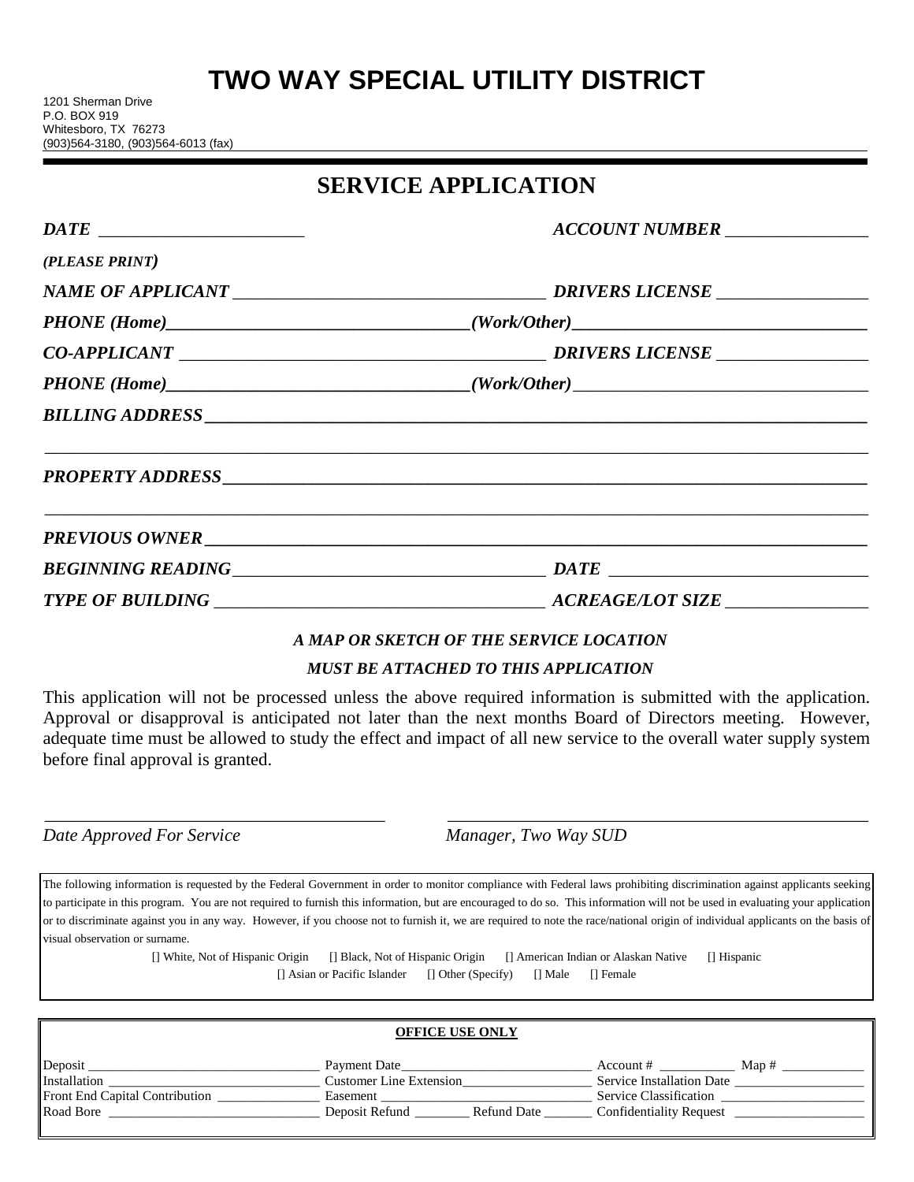# TWO WAY SPECIAL UTILITY DISTRICT

1201 Sherman Drive
P.O. BOX 919
Whitesboro, TX 76273
(903)564-3180, (903)564-6013 (fax)

## SERVICE APPLICATION

***DATE*** ______________________ ***ACCOUNT NUMBER*** _______________

***(PLEASE PRINT)***

***NAME OF APPLICANT*** __________________________________ ***DRIVERS LICENSE*** ________________

***PHONE (Home)***________________________________***(Work/Other)***_______________________________

***CO-APPLICANT*** ________________________________________ ***DRIVERS LICENSE*** ________________

***PHONE (Home)***________________________________***(Work/Other)***_______________________________

***BILLING ADDRESS***_____________________________________________________________________

___________________________________________________________________________________

***PROPERTY ADDRESS***___________________________________________________________________

___________________________________________________________________________________

***PREVIOUS OWNER***_____________________________________________________________________

***BEGINNING READING***__________________________________ ***DATE*** ____________________________

***TYPE OF BUILDING*** ___________________________________ ***ACREAGE/LOT SIZE*** _______________

***A MAP OR SKETCH OF THE SERVICE LOCATION***

***MUST BE ATTACHED TO THIS APPLICATION***

This application will not be processed unless the above required information is submitted with the application. Approval or disapproval is anticipated not later than the next months Board of Directors meeting. However, adequate time must be allowed to study the effect and impact of all new service to the overall water supply system before final approval is granted.

_____________________________________ _____________________________________________

*Date Approved For Service* *Manager, Two Way SUD*

The following information is requested by the Federal Government in order to monitor compliance with Federal laws prohibiting discrimination against applicants seeking to participate in this program. You are not required to furnish this information, but are encouraged to do so. This information will not be used in evaluating your application or to discriminate against you in any way. However, if you choose not to furnish it, we are required to note the race/national origin of individual applicants on the basis of visual observation or surname.

[] White, Not of Hispanic Origin [] Black, Not of Hispanic Origin [] American Indian or Alaskan Native [] Hispanic
[] Asian or Pacific Islander [] Other (Specify) [] Male [] Female

**OFFICE USE ONLY**

| | | |
|---|---|---|
| Deposit ______________ | Payment Date______________ | Account # __________ Map # __________ |
| Installation ______________ | Customer Line Extension______________ | Service Installation Date ______________ |
| Front End Capital Contribution ______________ | Easement ______________ | Service Classification ______________ |
| Road Bore ______________ | Deposit Refund ________ Refund Date _______ | Confidentiality Request ______________ |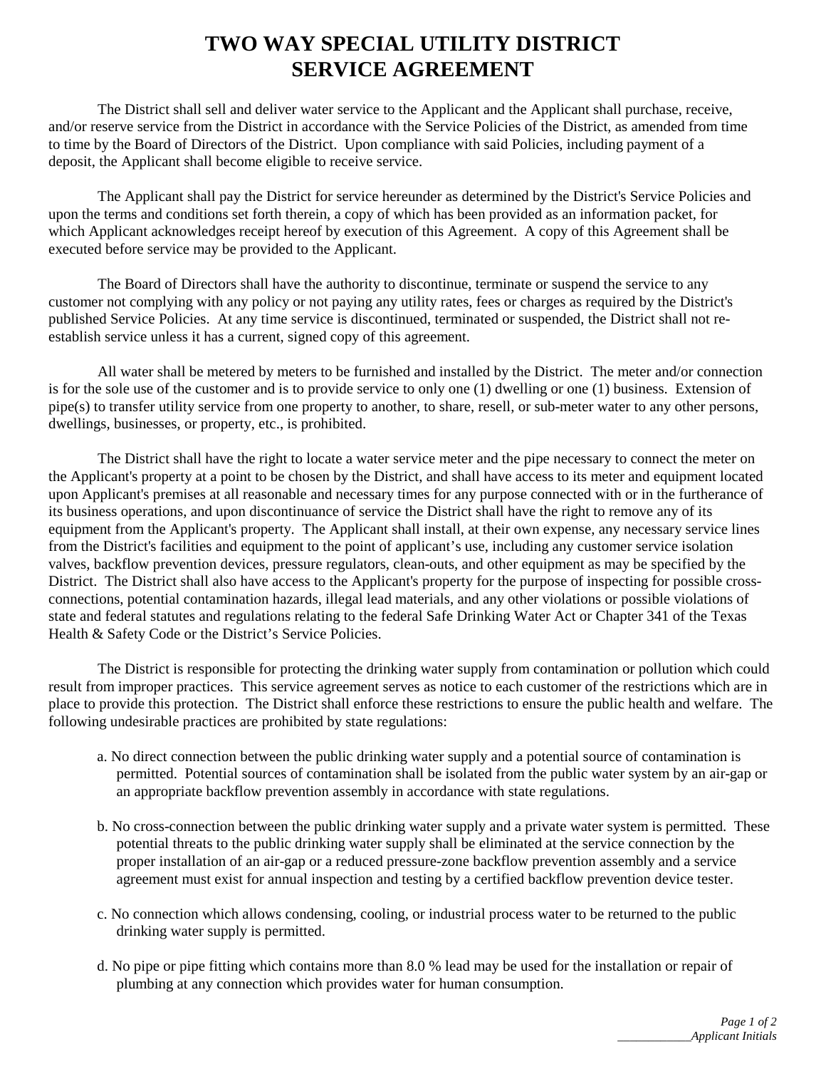# TWO WAY SPECIAL UTILITY DISTRICT
# SERVICE AGREEMENT

The District shall sell and deliver water service to the Applicant and the Applicant shall purchase, receive, and/or reserve service from the District in accordance with the Service Policies of the District, as amended from time to time by the Board of Directors of the District. Upon compliance with said Policies, including payment of a deposit, the Applicant shall become eligible to receive service.

The Applicant shall pay the District for service hereunder as determined by the District's Service Policies and upon the terms and conditions set forth therein, a copy of which has been provided as an information packet, for which Applicant acknowledges receipt hereof by execution of this Agreement. A copy of this Agreement shall be executed before service may be provided to the Applicant.

The Board of Directors shall have the authority to discontinue, terminate or suspend the service to any customer not complying with any policy or not paying any utility rates, fees or charges as required by the District's published Service Policies. At any time service is discontinued, terminated or suspended, the District shall not re-establish service unless it has a current, signed copy of this agreement.

All water shall be metered by meters to be furnished and installed by the District. The meter and/or connection is for the sole use of the customer and is to provide service to only one (1) dwelling or one (1) business. Extension of pipe(s) to transfer utility service from one property to another, to share, resell, or sub-meter water to any other persons, dwellings, businesses, or property, etc., is prohibited.

The District shall have the right to locate a water service meter and the pipe necessary to connect the meter on the Applicant's property at a point to be chosen by the District, and shall have access to its meter and equipment located upon Applicant's premises at all reasonable and necessary times for any purpose connected with or in the furtherance of its business operations, and upon discontinuance of service the District shall have the right to remove any of its equipment from the Applicant's property. The Applicant shall install, at their own expense, any necessary service lines from the District's facilities and equipment to the point of applicant's use, including any customer service isolation valves, backflow prevention devices, pressure regulators, clean-outs, and other equipment as may be specified by the District. The District shall also have access to the Applicant's property for the purpose of inspecting for possible cross-connections, potential contamination hazards, illegal lead materials, and any other violations or possible violations of state and federal statutes and regulations relating to the federal Safe Drinking Water Act or Chapter 341 of the Texas Health & Safety Code or the District's Service Policies.

The District is responsible for protecting the drinking water supply from contamination or pollution which could result from improper practices. This service agreement serves as notice to each customer of the restrictions which are in place to provide this protection. The District shall enforce these restrictions to ensure the public health and welfare. The following undesirable practices are prohibited by state regulations:

a. No direct connection between the public drinking water supply and a potential source of contamination is permitted. Potential sources of contamination shall be isolated from the public water system by an air-gap or an appropriate backflow prevention assembly in accordance with state regulations.

b. No cross-connection between the public drinking water supply and a private water system is permitted. These potential threats to the public drinking water supply shall be eliminated at the service connection by the proper installation of an air-gap or a reduced pressure-zone backflow prevention assembly and a service agreement must exist for annual inspection and testing by a certified backflow prevention device tester.

c. No connection which allows condensing, cooling, or industrial process water to be returned to the public drinking water supply is permitted.

d. No pipe or pipe fitting which contains more than 8.0 % lead may be used for the installation or repair of plumbing at any connection which provides water for human consumption.

*___________Applicant Initials*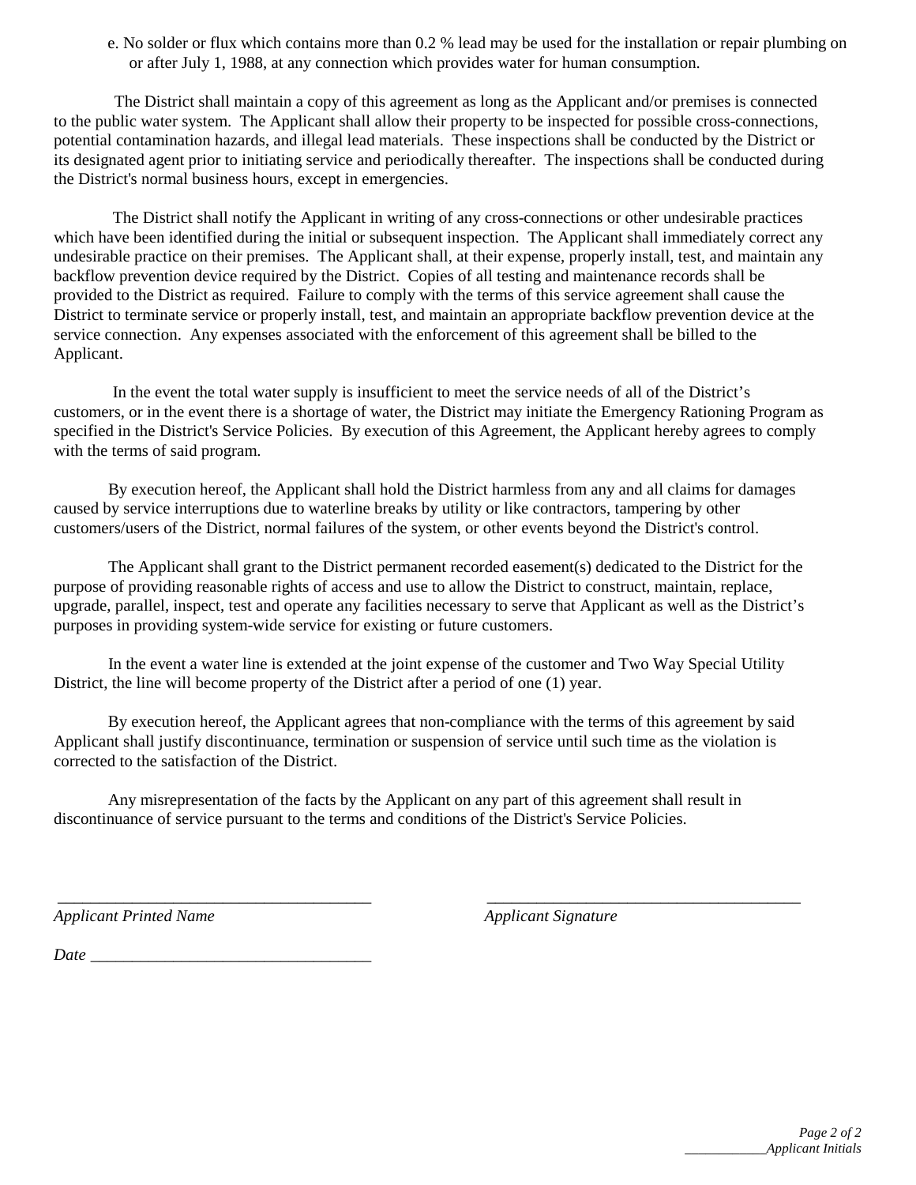e. No solder or flux which contains more than 0.2 % lead may be used for the installation or repair plumbing on or after July 1, 1988, at any connection which provides water for human consumption.

The District shall maintain a copy of this agreement as long as the Applicant and/or premises is connected to the public water system. The Applicant shall allow their property to be inspected for possible cross-connections, potential contamination hazards, and illegal lead materials. These inspections shall be conducted by the District or its designated agent prior to initiating service and periodically thereafter. The inspections shall be conducted during the District's normal business hours, except in emergencies.

The District shall notify the Applicant in writing of any cross-connections or other undesirable practices which have been identified during the initial or subsequent inspection. The Applicant shall immediately correct any undesirable practice on their premises. The Applicant shall, at their expense, properly install, test, and maintain any backflow prevention device required by the District. Copies of all testing and maintenance records shall be provided to the District as required. Failure to comply with the terms of this service agreement shall cause the District to terminate service or properly install, test, and maintain an appropriate backflow prevention device at the service connection. Any expenses associated with the enforcement of this agreement shall be billed to the Applicant.

In the event the total water supply is insufficient to meet the service needs of all of the District's customers, or in the event there is a shortage of water, the District may initiate the Emergency Rationing Program as specified in the District's Service Policies. By execution of this Agreement, the Applicant hereby agrees to comply with the terms of said program.

By execution hereof, the Applicant shall hold the District harmless from any and all claims for damages caused by service interruptions due to waterline breaks by utility or like contractors, tampering by other customers/users of the District, normal failures of the system, or other events beyond the District's control.

The Applicant shall grant to the District permanent recorded easement(s) dedicated to the District for the purpose of providing reasonable rights of access and use to allow the District to construct, maintain, replace, upgrade, parallel, inspect, test and operate any facilities necessary to serve that Applicant as well as the District's purposes in providing system-wide service for existing or future customers.

In the event a water line is extended at the joint expense of the customer and Two Way Special Utility District, the line will become property of the District after a period of one (1) year.

By execution hereof, the Applicant agrees that non-compliance with the terms of this agreement by said Applicant shall justify discontinuance, termination or suspension of service until such time as the violation is corrected to the satisfaction of the District.

Any misrepresentation of the facts by the Applicant on any part of this agreement shall result in discontinuance of service pursuant to the terms and conditions of the District's Service Policies.

_______________________________________ &nbsp;&nbsp;&nbsp;&nbsp;&nbsp;&nbsp;&nbsp;&nbsp; _______________________________________

*Applicant Printed Name* &nbsp;&nbsp;&nbsp;&nbsp;&nbsp;&nbsp;&nbsp;&nbsp;&nbsp;&nbsp;&nbsp;&nbsp;&nbsp;&nbsp;&nbsp;&nbsp;&nbsp;&nbsp;&nbsp;&nbsp;&nbsp;&nbsp;&nbsp;&nbsp; *Applicant Signature*

*Date* __________________________________

___________*Applicant Initials*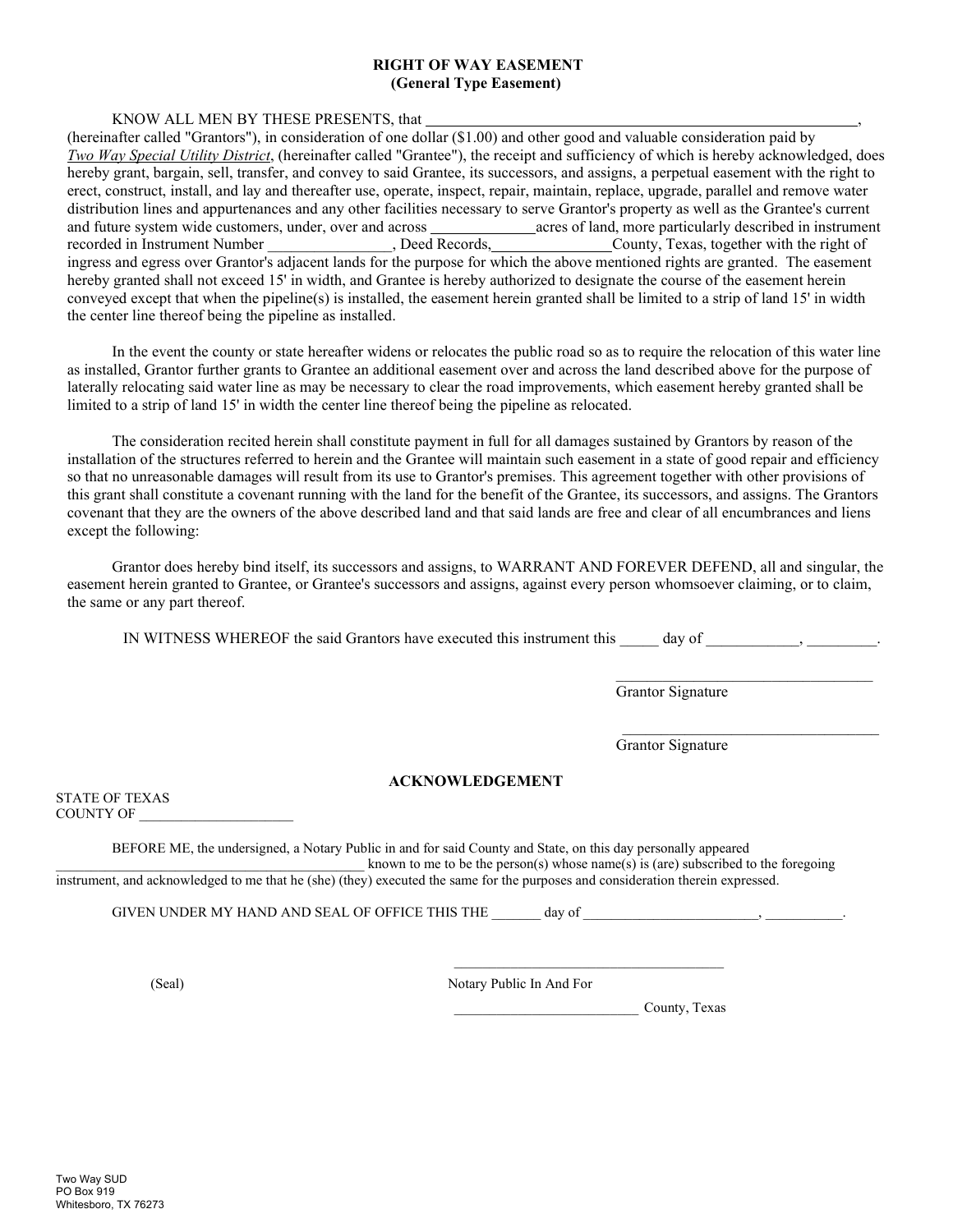# RIGHT OF WAY EASEMENT
## (General Type Easement)

KNOW ALL MEN BY THESE PRESENTS, that ____________________________________________________________, (hereinafter called "Grantors"), in consideration of one dollar ($1.00) and other good and valuable consideration paid by *Two Way Special Utility District*, (hereinafter called "Grantee"), the receipt and sufficiency of which is hereby acknowledged, does hereby grant, bargain, sell, transfer, and convey to said Grantee, its successors, and assigns, a perpetual easement with the right to erect, construct, install, and lay and thereafter use, operate, inspect, repair, maintain, replace, upgrade, parallel and remove water distribution lines and appurtenances and any other facilities necessary to serve Grantor's property as well as the Grantee's current and future system wide customers, under, over and across _____________acres of land, more particularly described in instrument recorded in Instrument Number ________________, Deed Records,________________County, Texas, together with the right of ingress and egress over Grantor's adjacent lands for the purpose for which the above mentioned rights are granted. The easement hereby granted shall not exceed 15' in width, and Grantee is hereby authorized to designate the course of the easement herein conveyed except that when the pipeline(s) is installed, the easement herein granted shall be limited to a strip of land 15' in width the center line thereof being the pipeline as installed.

In the event the county or state hereafter widens or relocates the public road so as to require the relocation of this water line as installed, Grantor further grants to Grantee an additional easement over and across the land described above for the purpose of laterally relocating said water line as may be necessary to clear the road improvements, which easement hereby granted shall be limited to a strip of land 15' in width the center line thereof being the pipeline as relocated.

The consideration recited herein shall constitute payment in full for all damages sustained by Grantors by reason of the installation of the structures referred to herein and the Grantee will maintain such easement in a state of good repair and efficiency so that no unreasonable damages will result from its use to Grantor's premises. This agreement together with other provisions of this grant shall constitute a covenant running with the land for the benefit of the Grantee, its successors, and assigns. The Grantors covenant that they are the owners of the above described land and that said lands are free and clear of all encumbrances and liens except the following:

Grantor does hereby bind itself, its successors and assigns, to WARRANT AND FOREVER DEFEND, all and singular, the easement herein granted to Grantee, or Grantee's successors and assigns, against every person whomsoever claiming, or to claim, the same or any part thereof.

IN WITNESS WHEREOF the said Grantors have executed this instrument this _____ day of ____________, _________.

__________________________________
Grantor Signature

__________________________________
Grantor Signature

## ACKNOWLEDGEMENT

STATE OF TEXAS
COUNTY OF _____________________

BEFORE ME, the undersigned, a Notary Public in and for said County and State, on this day personally appeared ___________________________________________ known to me to be the person(s) whose name(s) is (are) subscribed to the foregoing instrument, and acknowledged to me that he (she) (they) executed the same for the purposes and consideration therein expressed.

GIVEN UNDER MY HAND AND SEAL OF OFFICE THIS THE _______ day of ________________________, ___________.

(Seal)

_______________________________________
Notary Public In And For

__________________________ County, Texas

Two Way SUD
PO Box 919
Whitesboro, TX 76273